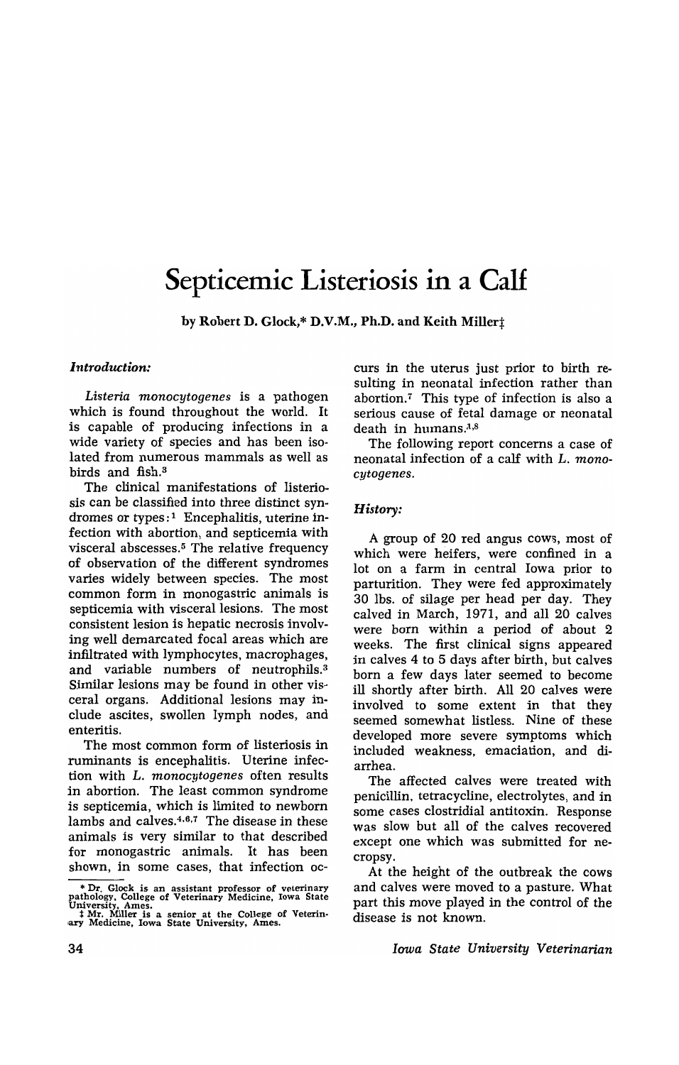# Septicemic Listeriosis in a Calf

by Robert D. Glock,* D.V.M., Ph.D. and Keith Miller‡

### *Introduction:*

*Listeria monocytogenes* is a pathogen which is found throughout the world. It is capable of producing infections in a wide variety of species and has been isolated from numerous mammals as well as birds and fish.[3]

The clinical manifestations of listeriosis can be classified into three distinct syndromes or types:[1] Encephalitis, uterine infection with abortion, and septicemia with visceral abscesses.[5] The relative frequency of observation of the different syndromes varies widely between species. The most common form in monogastric animals is septicemia with visceral lesions. The most consistent lesion is hepatic necrosis involving well demarcated focal areas which are infiltrated with lymphocytes, macrophages, and variable numbers of neutrophils.[3] Similar lesions may be found in other visceral organs. Additional lesions may include ascites, swollen lymph nodes, and enteritis.

The most common form of listeriosis in ruminants is encephalitis. Uterine infection with *L. monocytogenes* often results in abortion. The least common syndrome is septicemia, which is limited to newborn lambs and calves.[4,6,7] The disease in these animals is very similar to that described for monogastric animals. It has been shown, in some cases, that infection occurs in the uterus just prior to birth resulting in neonatal infection rather than abortion.[7] This type of infection is also a serious cause of fetal damage or neonatal death in humans.[1,8]

The following report concerns a case of neonatal infection of a calf with *L. monocytogenes*.

### *History:*

A group of 20 red angus cows, most of which were heifers, were confined in a lot on a farm in central Iowa prior to parturition. They were fed approximately 30 lbs. of silage per head per day. They calved in March, 1971, and all 20 calves were born within a period of about 2 weeks. The first clinical signs appeared in calves 4 to 5 days after birth, but calves born a few days later seemed to become ill shortly after birth. All 20 calves were involved to some extent in that they seemed somewhat listless. Nine of these developed more severe symptoms which included weakness, emaciation, and diarrhea.

The affected calves were treated with penicillin, tetracycline, electrolytes, and in some cases clostridial antitoxin. Response was slow but all of the calves recovered except one which was submitted for necropsy.

At the height of the outbreak the cows and calves were moved to a pasture. What part this move played in the control of the disease is not known.

---

* Dr. Glock is an assistant professor of veterinary pathology, College of Veterinary Medicine, Iowa State University, Ames.

‡ Mr. Miller is a senior at the College of Veterinary Medicine, Iowa State University, Ames.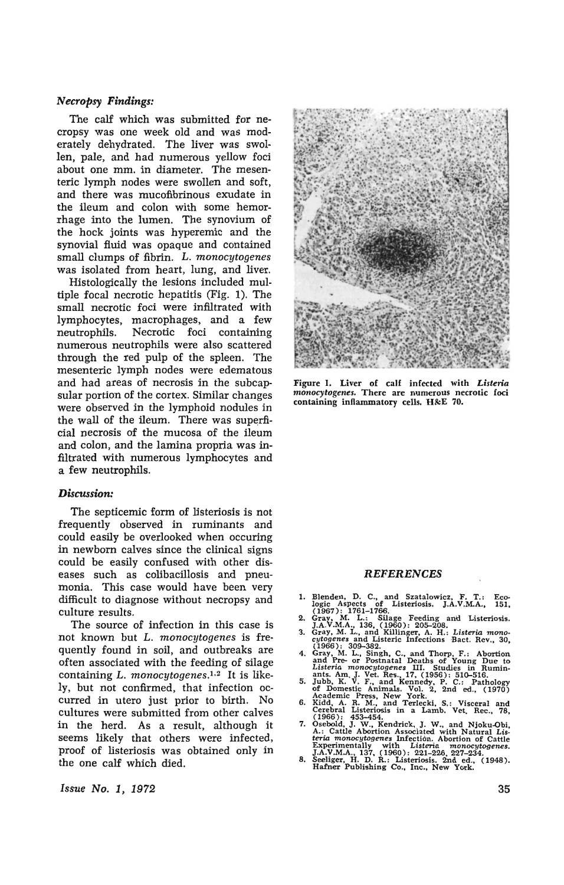### *Necropsy Findings:*

The calf which was submitted for necropsy was one week old and was moderately dehydrated. The liver was swollen, pale, and had numerous yellow foci about one mm. in diameter. The mesenteric lymph nodes were swollen and soft, and there was mucofibrinous exudate in the ileum and colon with some hemorrhage into the lumen. The synovium of the hock joints was hyperemic and the synovial fluid was opaque and contained small clumps of fibrin. *L. monocytogenes* was isolated from heart, lung, and liver.

Histologically the lesions included multiple focal necrotic hepatitis (Fig. 1). The small necrotic foci were infiltrated with lymphocytes, macrophages, and a few neutrophils. Necrotic foci containing numerous neutrophils were also scattered through the red pulp of the spleen. The mesenteric lymph nodes were edematous and had areas of necrosis in the subcapsular portion of the cortex. Similar changes were observed in the lymphoid nodules in the wall of the ileum. There was superficial necrosis of the mucosa of the ileum and colon, and the lamina propria was infiltrated with numerous lymphocytes and a few neutrophils.

Figure 1. Liver of calf infected with *Listeria monocytogenes*. There are numerous necrotic foci containing inflammatory cells. H&E 70.

### *Discussion:*

The septicemic form of listeriosis is not frequently observed in ruminants and could easily be overlooked when occuring in newborn calves since the clinical signs could be easily confused with other diseases such as colibacillosis and pneumonia. This case would have been very difficult to diagnose without necropsy and culture results.

The source of infection in this case is not known but *L. monocytogenes* is frequently found in soil, and outbreaks are often associated with the feeding of silage containing *L. monocytogenes*.[1,2] It is likely, but not confirmed, that infection occurred in utero just prior to birth. No cultures were submitted from other calves in the herd. As a result, although it seems likely that others were infected, proof of listeriosis was obtained only in the one calf which died.

### *REFERENCES*

1. Blenden, D. C., and Szatalowicz, F. T.: Ecologic Aspects of Listeriosis. J.A.V.M.A., 151, (1967): 1761–1766.
2. Gray, M. L.: Silage Feeding and Listeriosis. J.A.V.M.A., 136, (1960): 205–208.
3. Gray, M. L., and Killinger, A. H.: *Listeria monocytogenes* and Listeric Infections Bact. Rev., 30, (1966): 309–382.
4. Gray, M. L., Singh, C., and Thorp, F.: Abortion and Pre- or Postnatal Deaths of Young Due to *Listeria monocytogenes* III. Studies in Ruminants. Am. J. Vet. Res., 17, (1956): 510–516.
5. Jubb, K. V. F., and Kennedy, P. C.: Pathology of Domestic Animals. Vol. 2, 2nd ed., (1970) Academic Press, New York.
6. Kidd, A. R. M., and Terlecki, S.: Visceral and Cerebral Listeriosis in a Lamb. Vet. Rec., 78, (1966): 453–454.
7. Osebold, J. W., Kendrick, J. W., and Njoku-Obi, A.: Cattle Abortion Associated with Natural *Listeria monocytogenes* Infection. Abortion of Cattle Experimentally with *Listeria monocytogenes*. J.A.V.M.A., 137, (1960): 221–226, 227–234.
8. Seeliger, H. D. R.: Listeriosis. 2nd ed., (1948). Hafner Publishing Co., Inc., New York.